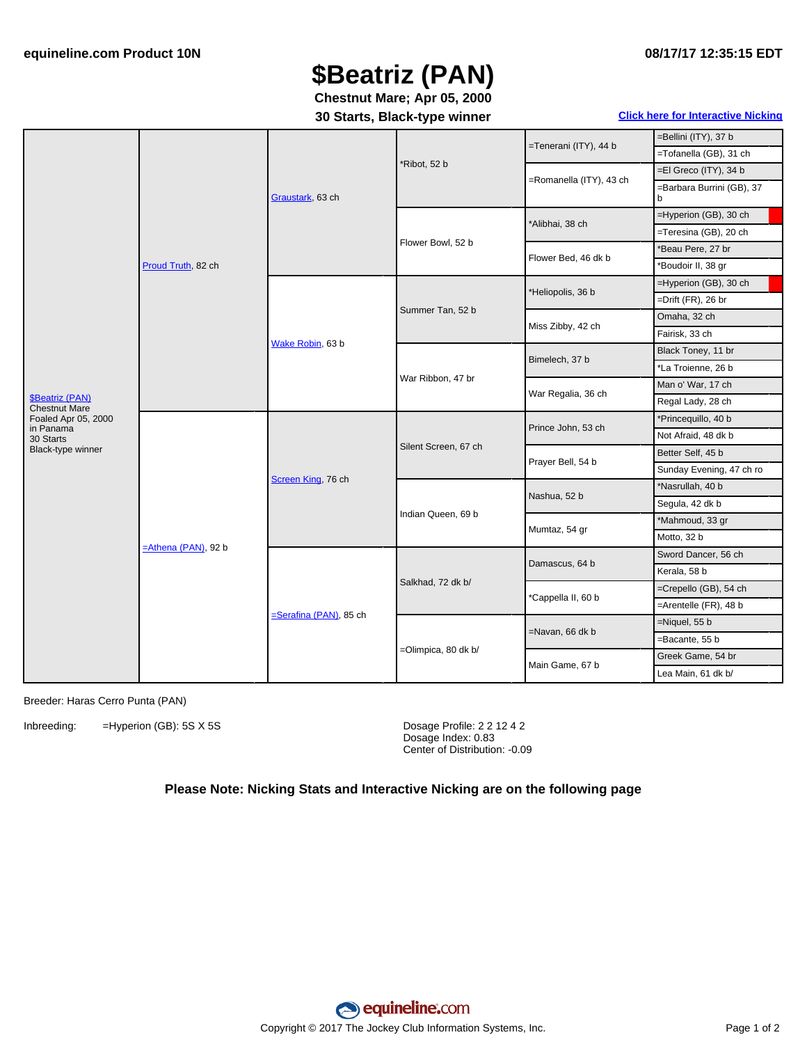equineline.com Product 10N

08/17/17 12:35:15 EDT

# $Beatriz (PAN)

**Chestnut Mare; Apr 05, 2000**

**30 Starts, Black-type winner**

Click here for Interactive Nicking

| Horse | Sire/Dam | 2nd Generation | 3rd Generation | 4th Generation | 5th Generation |
|---|---|---|---|---|---|
| $Beatriz (PAN) Chestnut Mare Foaled Apr 05, 2000 in Panama 30 Starts Black-type winner | Proud Truth, 82 ch | Graustark, 63 ch | *Ribot, 52 b | =Tenerani (ITY), 44 b | =Bellini (ITY), 37 b |
| | | | | | =Tofanella (GB), 31 ch |
| | | | | =Romanella (ITY), 43 ch | =El Greco (ITY), 34 b |
| | | | | | =Barbara Burrini (GB), 37 b |
| | | | Flower Bowl, 52 b | *Alibhai, 38 ch | =Hyperion (GB), 30 ch |
| | | | | | =Teresina (GB), 20 ch |
| | | | | Flower Bed, 46 dk b | *Beau Pere, 27 br |
| | | | | | *Boudoir II, 38 gr |
| | | Wake Robin, 63 b | Summer Tan, 52 b | *Heliopolis, 36 b | =Hyperion (GB), 30 ch |
| | | | | | =Drift (FR), 26 br |
| | | | | Miss Zibby, 42 ch | Omaha, 32 ch |
| | | | | | Fairisk, 33 ch |
| | | | War Ribbon, 47 br | Bimelech, 37 b | Black Toney, 11 br |
| | | | | | *La Troienne, 26 b |
| | | | | War Regalia, 36 ch | Man o' War, 17 ch |
| | | | | | Regal Lady, 28 ch |
| | =Athena (PAN), 92 b | Screen King, 76 ch | Silent Screen, 67 ch | Prince John, 53 ch | *Princequillo, 40 b |
| | | | | | Not Afraid, 48 dk b |
| | | | | Prayer Bell, 54 b | Better Self, 45 b |
| | | | | | Sunday Evening, 47 ch ro |
| | | | Indian Queen, 69 b | Nashua, 52 b | *Nasrullah, 40 b |
| | | | | | Segula, 42 dk b |
| | | | | Mumtaz, 54 gr | *Mahmoud, 33 gr |
| | | | | | Motto, 32 b |
| | | =Serafina (PAN), 85 ch | Salkhad, 72 dk b/ | Damascus, 64 b | Sword Dancer, 56 ch |
| | | | | | Kerala, 58 b |
| | | | | *Cappella II, 60 b | =Crepello (GB), 54 ch |
| | | | | | =Arentelle (FR), 48 b |
| | | | =Olimpica, 80 dk b/ | =Navan, 66 dk b | =Niquel, 55 b |
| | | | | | =Bacante, 55 b |
| | | | | Main Game, 67 b | Greek Game, 54 br |
| | | | | | Lea Main, 61 dk b/ |

Breeder: Haras Cerro Punta (PAN)

Inbreeding: =Hyperion (GB): 5S X 5S

Dosage Profile: 2 2 12 4 2
Dosage Index: 0.83
Center of Distribution: -0.09

**Please Note: Nicking Stats and Interactive Nicking are on the following page**

Copyright © 2017 The Jockey Club Information Systems, Inc.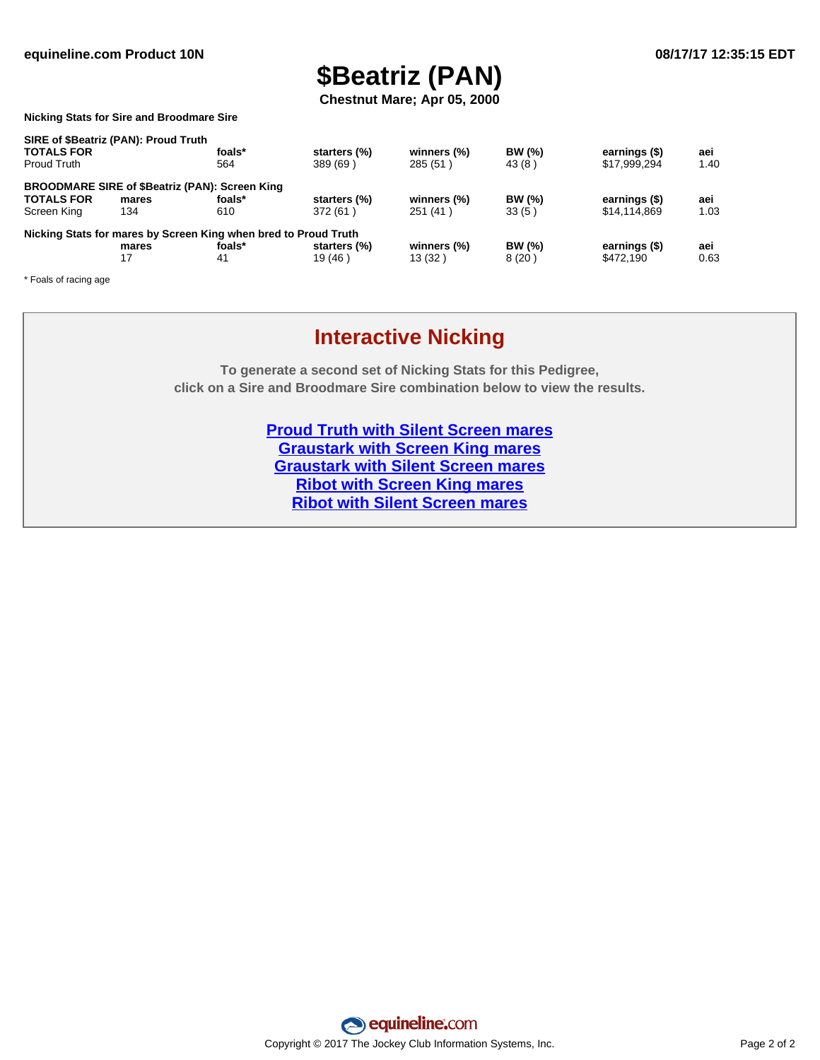# $Beatriz (PAN)

**Chestnut Mare; Apr 05, 2000**

**Nicking Stats for Sire and Broodmare Sire**

**SIRE of $Beatriz (PAN): Proud Truth**

| TOTALS FOR | | foals* | starters (%) | winners (%) | BW (%) | earnings ($) | aei |
|---|---|---|---|---|---|---|---|
| Proud Truth | | 564 | 389 (69 ) | 285 (51 ) | 43 (8 ) | $17,999,294 | 1.40 |

**BROODMARE SIRE of $Beatriz (PAN): Screen King**

| TOTALS FOR | mares | foals* | starters (%) | winners (%) | BW (%) | earnings ($) | aei |
|---|---|---|---|---|---|---|---|
| Screen King | 134 | 610 | 372 (61 ) | 251 (41 ) | 33 (5 ) | $14,114,869 | 1.03 |

**Nicking Stats for mares by Screen King when bred to Proud Truth**

| | mares | foals* | starters (%) | winners (%) | BW (%) | earnings ($) | aei |
|---|---|---|---|---|---|---|---|
| | 17 | 41 | 19 (46 ) | 13 (32 ) | 8 (20 ) | $472,190 | 0.63 |

* Foals of racing age

## Interactive Nicking

**To generate a second set of Nicking Stats for this Pedigree, click on a Sire and Broodmare Sire combination below to view the results.**

**Proud Truth with Silent Screen mares**
**Graustark with Screen King mares**
**Graustark with Silent Screen mares**
**Ribot with Screen King mares**
**Ribot with Silent Screen mares**

Copyright © 2017 The Jockey Club Information Systems, Inc.